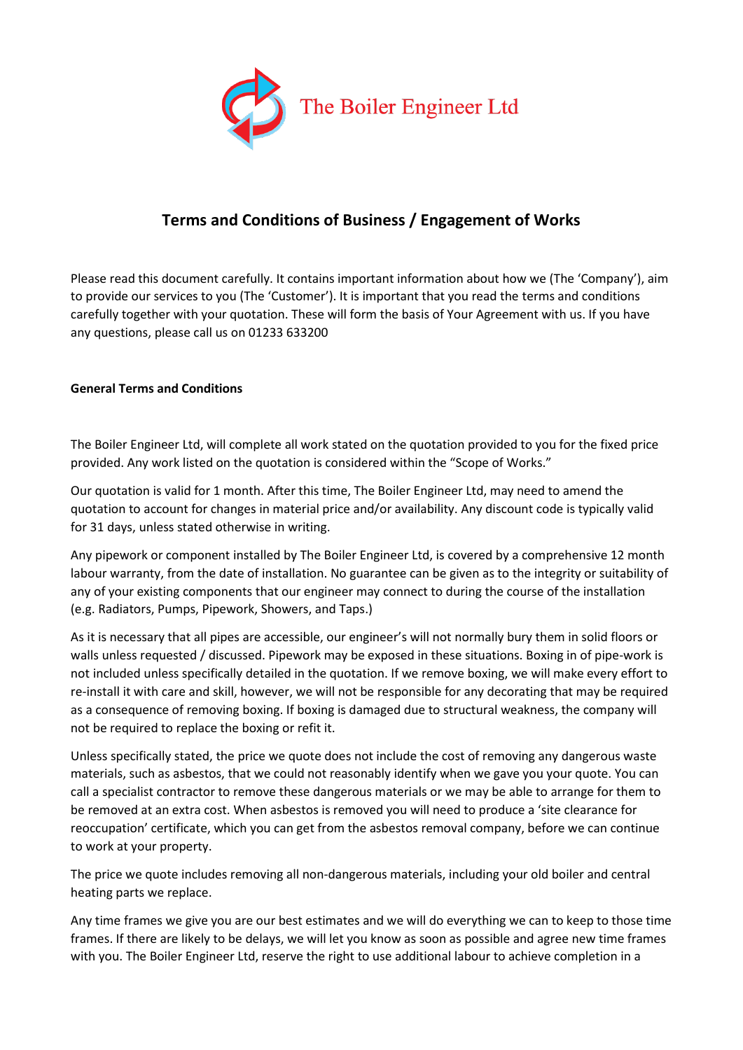The Boiler Engineer Ltd

# Terms and Conditions of Business / Engagement of Works

Please read this document carefully. It contains important information about how we (The 'Company'), aim to provide our services to you (The 'Customer'). It is important that you read the terms and conditions carefully together with your quotation. These will form the basis of Your Agreement with us. If you have any questions, please call us on 01233 633200

**General Terms and Conditions**

The Boiler Engineer Ltd, will complete all work stated on the quotation provided to you for the fixed price provided. Any work listed on the quotation is considered within the "Scope of Works."

Our quotation is valid for 1 month. After this time, The Boiler Engineer Ltd, may need to amend the quotation to account for changes in material price and/or availability. Any discount code is typically valid for 31 days, unless stated otherwise in writing.

Any pipework or component installed by The Boiler Engineer Ltd, is covered by a comprehensive 12 month labour warranty, from the date of installation. No guarantee can be given as to the integrity or suitability of any of your existing components that our engineer may connect to during the course of the installation (e.g. Radiators, Pumps, Pipework, Showers, and Taps.)

As it is necessary that all pipes are accessible, our engineer's will not normally bury them in solid floors or walls unless requested / discussed. Pipework may be exposed in these situations. Boxing in of pipe-work is not included unless specifically detailed in the quotation. If we remove boxing, we will make every effort to re-install it with care and skill, however, we will not be responsible for any decorating that may be required as a consequence of removing boxing. If boxing is damaged due to structural weakness, the company will not be required to replace the boxing or refit it.

Unless specifically stated, the price we quote does not include the cost of removing any dangerous waste materials, such as asbestos, that we could not reasonably identify when we gave you your quote. You can call a specialist contractor to remove these dangerous materials or we may be able to arrange for them to be removed at an extra cost. When asbestos is removed you will need to produce a 'site clearance for reoccupation' certificate, which you can get from the asbestos removal company, before we can continue to work at your property.

The price we quote includes removing all non-dangerous materials, including your old boiler and central heating parts we replace.

Any time frames we give you are our best estimates and we will do everything we can to keep to those time frames. If there are likely to be delays, we will let you know as soon as possible and agree new time frames with you. The Boiler Engineer Ltd, reserve the right to use additional labour to achieve completion in a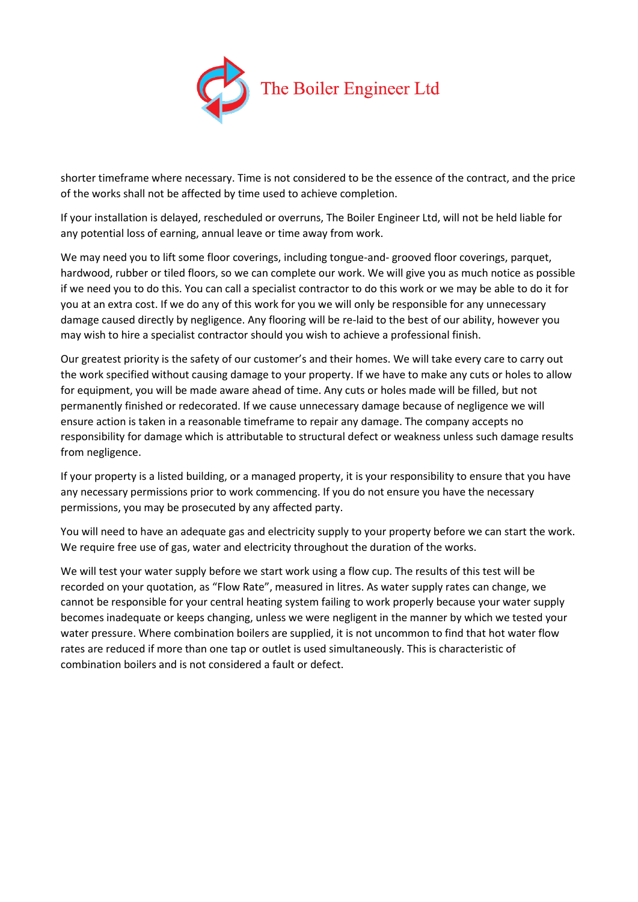shorter timeframe where necessary. Time is not considered to be the essence of the contract, and the price of the works shall not be affected by time used to achieve completion.

If your installation is delayed, rescheduled or overruns, The Boiler Engineer Ltd, will not be held liable for any potential loss of earning, annual leave or time away from work.

We may need you to lift some floor coverings, including tongue-and- grooved floor coverings, parquet, hardwood, rubber or tiled floors, so we can complete our work. We will give you as much notice as possible if we need you to do this. You can call a specialist contractor to do this work or we may be able to do it for you at an extra cost. If we do any of this work for you we will only be responsible for any unnecessary damage caused directly by negligence. Any flooring will be re-laid to the best of our ability, however you may wish to hire a specialist contractor should you wish to achieve a professional finish.

Our greatest priority is the safety of our customer's and their homes. We will take every care to carry out the work specified without causing damage to your property. If we have to make any cuts or holes to allow for equipment, you will be made aware ahead of time. Any cuts or holes made will be filled, but not permanently finished or redecorated. If we cause unnecessary damage because of negligence we will ensure action is taken in a reasonable timeframe to repair any damage. The company accepts no responsibility for damage which is attributable to structural defect or weakness unless such damage results from negligence.

If your property is a listed building, or a managed property, it is your responsibility to ensure that you have any necessary permissions prior to work commencing. If you do not ensure you have the necessary permissions, you may be prosecuted by any affected party.

You will need to have an adequate gas and electricity supply to your property before we can start the work. We require free use of gas, water and electricity throughout the duration of the works.

We will test your water supply before we start work using a flow cup. The results of this test will be recorded on your quotation, as "Flow Rate", measured in litres. As water supply rates can change, we cannot be responsible for your central heating system failing to work properly because your water supply becomes inadequate or keeps changing, unless we were negligent in the manner by which we tested your water pressure. Where combination boilers are supplied, it is not uncommon to find that hot water flow rates are reduced if more than one tap or outlet is used simultaneously. This is characteristic of combination boilers and is not considered a fault or defect.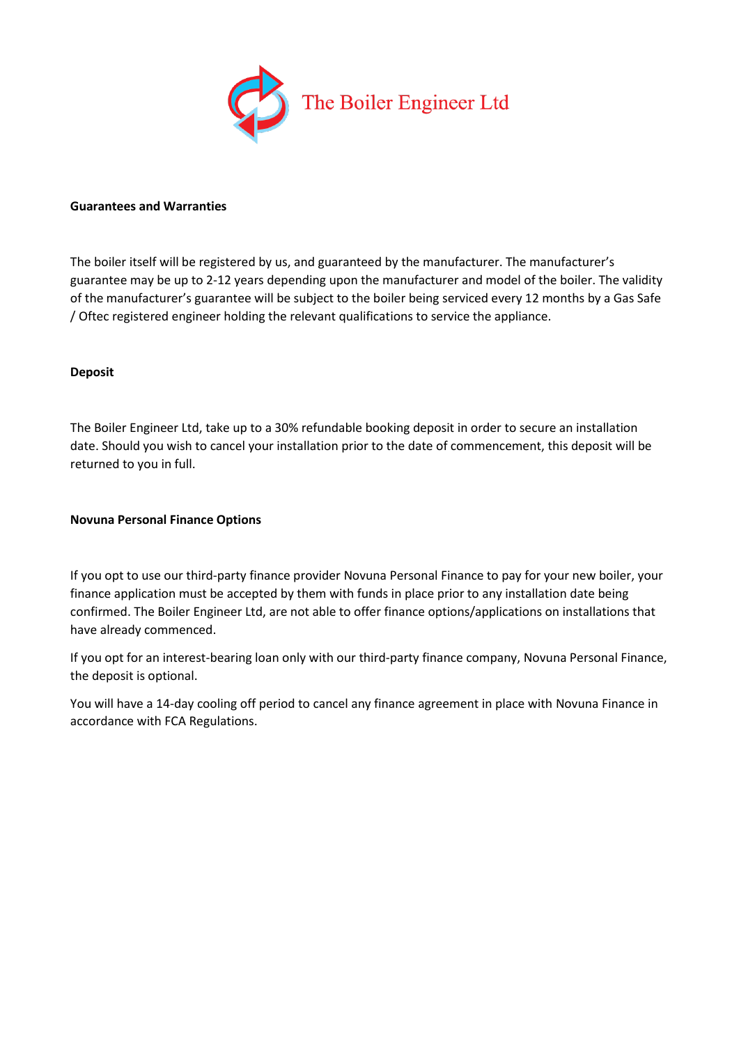The Boiler Engineer Ltd

**Guarantees and Warranties**

The boiler itself will be registered by us, and guaranteed by the manufacturer. The manufacturer's guarantee may be up to 2-12 years depending upon the manufacturer and model of the boiler. The validity of the manufacturer's guarantee will be subject to the boiler being serviced every 12 months by a Gas Safe / Oftec registered engineer holding the relevant qualifications to service the appliance.

**Deposit**

The Boiler Engineer Ltd, take up to a 30% refundable booking deposit in order to secure an installation date. Should you wish to cancel your installation prior to the date of commencement, this deposit will be returned to you in full.

**Novuna Personal Finance Options**

If you opt to use our third-party finance provider Novuna Personal Finance to pay for your new boiler, your finance application must be accepted by them with funds in place prior to any installation date being confirmed. The Boiler Engineer Ltd, are not able to offer finance options/applications on installations that have already commenced.

If you opt for an interest-bearing loan only with our third-party finance company, Novuna Personal Finance, the deposit is optional.

You will have a 14-day cooling off period to cancel any finance agreement in place with Novuna Finance in accordance with FCA Regulations.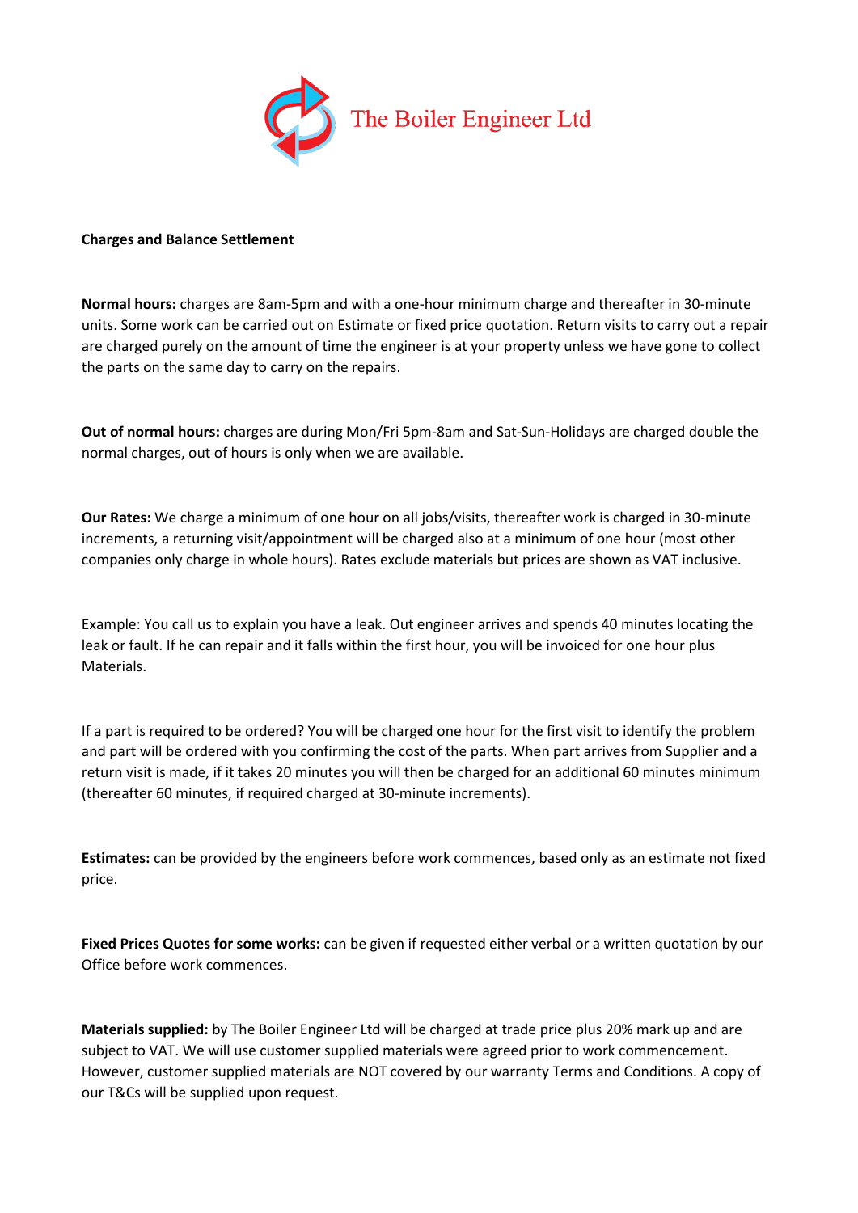The Boiler Engineer Ltd

**Charges and Balance Settlement**

**Normal hours:** charges are 8am-5pm and with a one-hour minimum charge and thereafter in 30-minute units. Some work can be carried out on Estimate or fixed price quotation. Return visits to carry out a repair are charged purely on the amount of time the engineer is at your property unless we have gone to collect the parts on the same day to carry on the repairs.

**Out of normal hours:** charges are during Mon/Fri 5pm-8am and Sat-Sun-Holidays are charged double the normal charges, out of hours is only when we are available.

**Our Rates:** We charge a minimum of one hour on all jobs/visits, thereafter work is charged in 30-minute increments, a returning visit/appointment will be charged also at a minimum of one hour (most other companies only charge in whole hours). Rates exclude materials but prices are shown as VAT inclusive.

Example: You call us to explain you have a leak. Out engineer arrives and spends 40 minutes locating the leak or fault. If he can repair and it falls within the first hour, you will be invoiced for one hour plus Materials.

If a part is required to be ordered? You will be charged one hour for the first visit to identify the problem and part will be ordered with you confirming the cost of the parts. When part arrives from Supplier and a return visit is made, if it takes 20 minutes you will then be charged for an additional 60 minutes minimum (thereafter 60 minutes, if required charged at 30-minute increments).

**Estimates:** can be provided by the engineers before work commences, based only as an estimate not fixed price.

**Fixed Prices Quotes for some works:** can be given if requested either verbal or a written quotation by our Office before work commences.

**Materials supplied:** by The Boiler Engineer Ltd will be charged at trade price plus 20% mark up and are subject to VAT. We will use customer supplied materials were agreed prior to work commencement. However, customer supplied materials are NOT covered by our warranty Terms and Conditions. A copy of our T&Cs will be supplied upon request.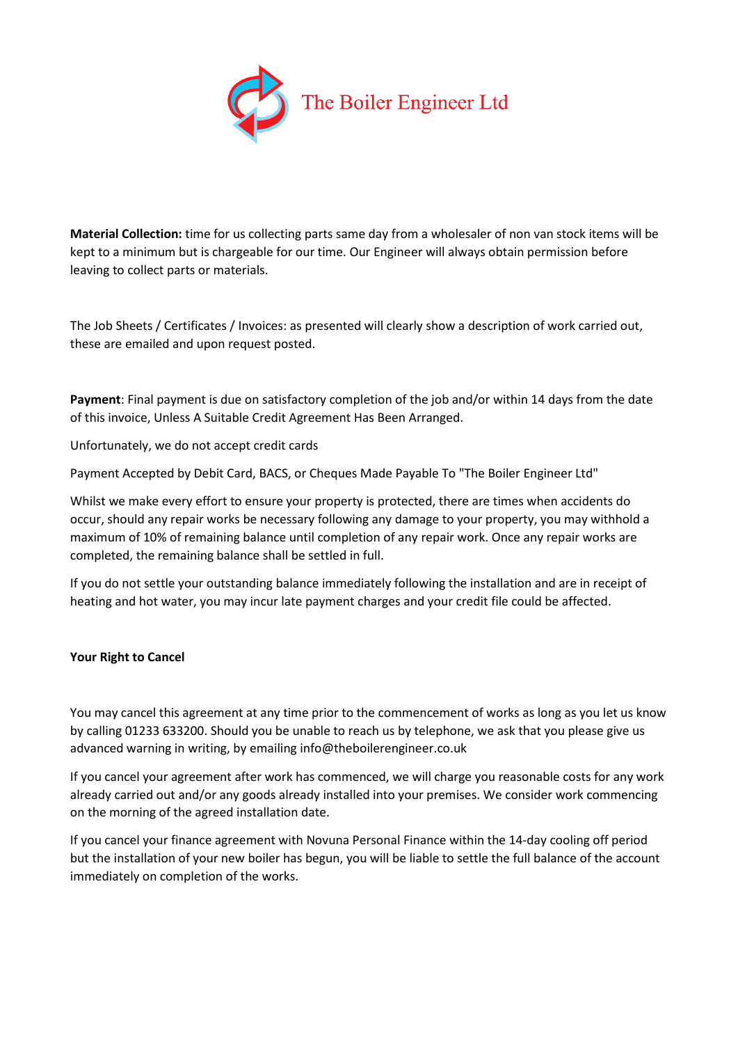**Material Collection:** time for us collecting parts same day from a wholesaler of non van stock items will be kept to a minimum but is chargeable for our time. Our Engineer will always obtain permission before leaving to collect parts or materials.

The Job Sheets / Certificates / Invoices: as presented will clearly show a description of work carried out, these are emailed and upon request posted.

**Payment**: Final payment is due on satisfactory completion of the job and/or within 14 days from the date of this invoice, Unless A Suitable Credit Agreement Has Been Arranged.

Unfortunately, we do not accept credit cards

Payment Accepted by Debit Card, BACS, or Cheques Made Payable To "The Boiler Engineer Ltd"

Whilst we make every effort to ensure your property is protected, there are times when accidents do occur, should any repair works be necessary following any damage to your property, you may withhold a maximum of 10% of remaining balance until completion of any repair work. Once any repair works are completed, the remaining balance shall be settled in full.

If you do not settle your outstanding balance immediately following the installation and are in receipt of heating and hot water, you may incur late payment charges and your credit file could be affected.

**Your Right to Cancel**

You may cancel this agreement at any time prior to the commencement of works as long as you let us know by calling 01233 633200. Should you be unable to reach us by telephone, we ask that you please give us advanced warning in writing, by emailing info@theboilerengineer.co.uk

If you cancel your agreement after work has commenced, we will charge you reasonable costs for any work already carried out and/or any goods already installed into your premises. We consider work commencing on the morning of the agreed installation date.

If you cancel your finance agreement with Novuna Personal Finance within the 14-day cooling off period but the installation of your new boiler has begun, you will be liable to settle the full balance of the account immediately on completion of the works.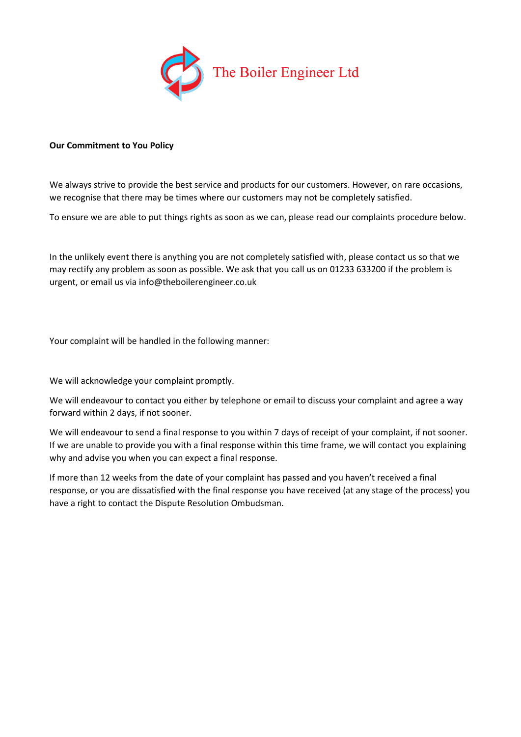The Boiler Engineer Ltd

**Our Commitment to You Policy**

We always strive to provide the best service and products for our customers. However, on rare occasions, we recognise that there may be times where our customers may not be completely satisfied.

To ensure we are able to put things rights as soon as we can, please read our complaints procedure below.

In the unlikely event there is anything you are not completely satisfied with, please contact us so that we may rectify any problem as soon as possible. We ask that you call us on 01233 633200 if the problem is urgent, or email us via info@theboilerengineer.co.uk

Your complaint will be handled in the following manner:

We will acknowledge your complaint promptly.

We will endeavour to contact you either by telephone or email to discuss your complaint and agree a way forward within 2 days, if not sooner.

We will endeavour to send a final response to you within 7 days of receipt of your complaint, if not sooner. If we are unable to provide you with a final response within this time frame, we will contact you explaining why and advise you when you can expect a final response.

If more than 12 weeks from the date of your complaint has passed and you haven't received a final response, or you are dissatisfied with the final response you have received (at any stage of the process) you have a right to contact the Dispute Resolution Ombudsman.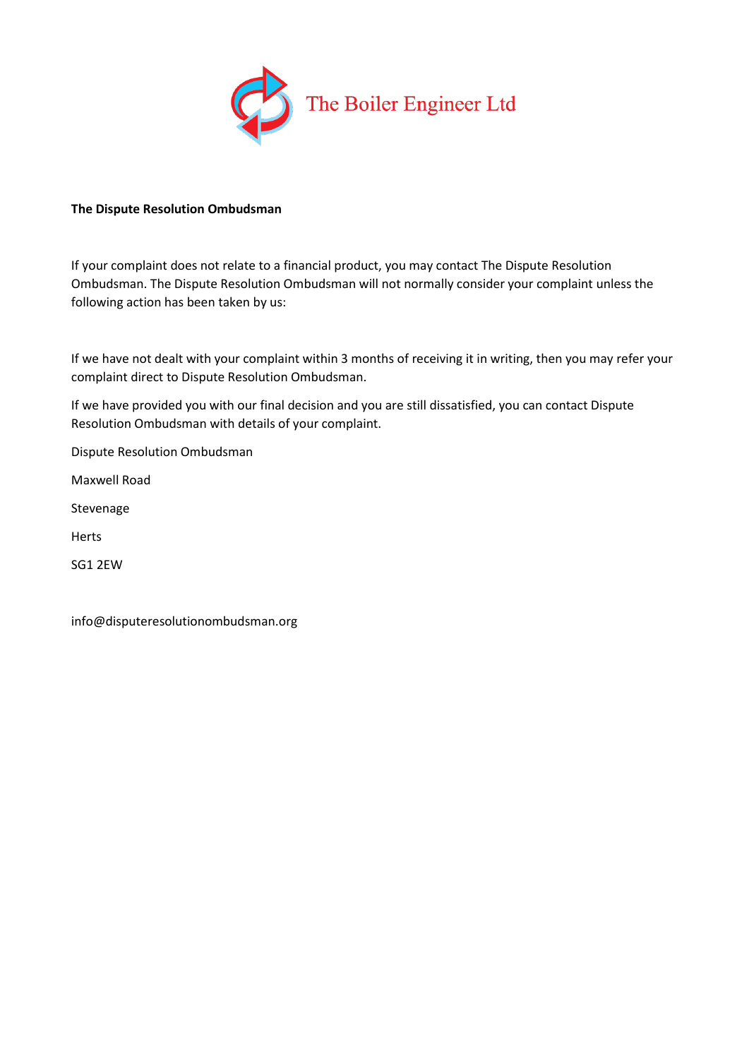The Boiler Engineer Ltd

**The Dispute Resolution Ombudsman**

If your complaint does not relate to a financial product, you may contact The Dispute Resolution Ombudsman. The Dispute Resolution Ombudsman will not normally consider your complaint unless the following action has been taken by us:

If we have not dealt with your complaint within 3 months of receiving it in writing, then you may refer your complaint direct to Dispute Resolution Ombudsman.

If we have provided you with our final decision and you are still dissatisfied, you can contact Dispute Resolution Ombudsman with details of your complaint.

Dispute Resolution Ombudsman

Maxwell Road

Stevenage

Herts

SG1 2EW

info@disputeresolutionombudsman.org